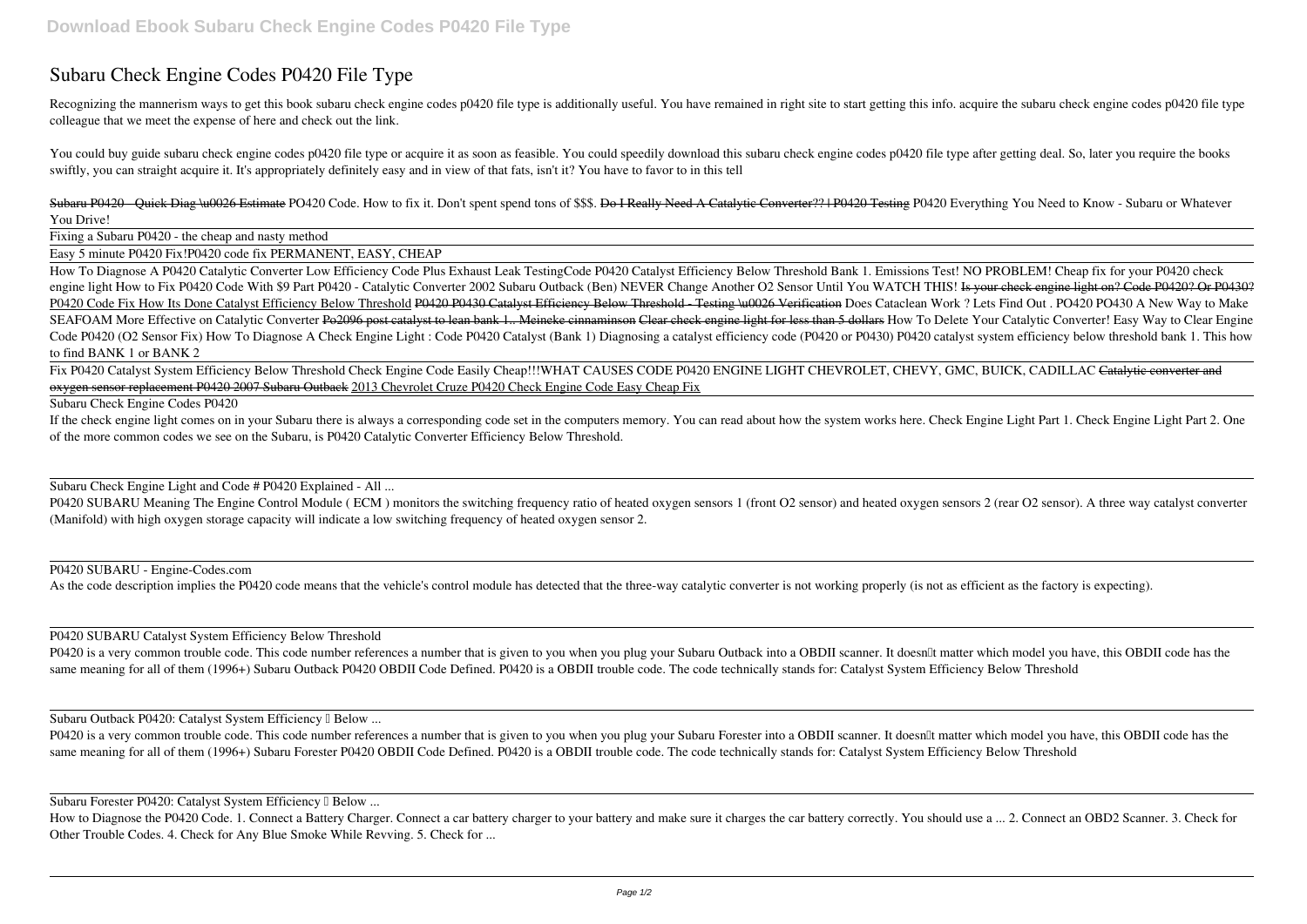# Subaru Check Engine Codes P0420 File Type

Recognizing the mannerism ways to get this book subaru check engine codes p0420 file type is additionally useful. You have remained in right site to start getting this info. acquire the subaru check engine codes p0420 file type colleague that we meet the expense of here and check out the link.

You could buy guide subaru check engine codes p0420 file type or acquire it as soon as feasible. You could speedily download this subaru check engine codes p0420 file type after getting deal. So, later you require the books swiftly, you can straight acquire it. It's appropriately definitely easy and in view of that fats, isn't it? You have to favor to in this tell

~~Subaru P0420 - Quick Diag \u0026 Estimate~~ *PO420 Code. How to fix it. Don't spent spend tons of $$$.* ~~Do I Really Need A Catalytic Converter?? | P0420 Testing~~ *P0420 Everything You Need to Know - Subaru or Whatever You Drive!*

Fixing a Subaru P0420 - the cheap and nasty method

Easy 5 minute P0420 Fix!P0420 code fix PERMANENT, EASY, CHEAP

How To Diagnose A P0420 Catalytic Converter Low Efficiency Code Plus Exhaust Leak Testing*Code P0420 Catalyst Efficiency Below Threshold Bank 1. Emissions Test! NO PROBLEM! Cheap fix for your P0420 check engine light* How to Fix P0420 Code With $9 Part *P0420 - Catalytic Converter 2002 Subaru Outback (Ben)* NEVER Change Another O2 Sensor Until You WATCH THIS! ~~Is your check engine light on? Code P0420? Or P0430?~~ P0420 Code Fix How Its Done Catalyst Efficiency Below Threshold ~~P0420 P0430 Catalyst Efficiency Below Threshold - Testing \u0026 Verification~~ *Does Cataclean Work ? Lets Find Out . PO420 PO430* A New Way to Make SEAFOAM More Effective on Catalytic Converter ~~Po2096 post catalyst to lean bank 1.. Meineke cinnaminson~~ ~~Clear check engine light for less than 5 dollars~~ *How To Delete Your Catalytic Converter! Easy Way to Clear Engine Code P0420 (O2 Sensor Fix)* How To Diagnose A Check Engine Light : Code P0420 Catalyst (Bank 1) Diagnosing a catalyst efficiency code (P0420 or P0430) P0420 catalyst system efficiency below threshold bank 1. This how to find BANK 1 or BANK 2

Fix P0420 Catalyst System Efficiency Below Threshold Check Engine Code Easily Cheap!!!WHAT CAUSES CODE P0420 ENGINE LIGHT CHEVROLET, CHEVY, GMC, BUICK, CADILLAC ~~Catalytic converter and oxygen sensor replacement P0420 2007 Subaru Outback~~ 2013 Chevrolet Cruze P0420 Check Engine Code Easy Cheap Fix

Subaru Check Engine Codes P0420

If the check engine light comes on in your Subaru there is always a corresponding code set in the computers memory. You can read about how the system works here. Check Engine Light Part 1. Check Engine Light Part 2. One of the more common codes we see on the Subaru, is P0420 Catalytic Converter Efficiency Below Threshold.

Subaru Check Engine Light and Code # P0420 Explained - All ...

P0420 SUBARU Meaning The Engine Control Module ( ECM ) monitors the switching frequency ratio of heated oxygen sensors 1 (front O2 sensor) and heated oxygen sensors 2 (rear O2 sensor). A three way catalyst converter (Manifold) with high oxygen storage capacity will indicate a low switching frequency of heated oxygen sensor 2.

P0420 SUBARU - Engine-Codes.com

As the code description implies the P0420 code means that the vehicle's control module has detected that the three-way catalytic converter is not working properly (is not as efficient as the factory is expecting).

P0420 SUBARU Catalyst System Efficiency Below Threshold

P0420 is a very common trouble code. This code number references a number that is given to you when you plug your Subaru Outback into a OBDII scanner. It doesn't matter which model you have, this OBDII code has the same meaning for all of them (1996+) Subaru Outback P0420 OBDII Code Defined. P0420 is a OBDII trouble code. The code technically stands for: Catalyst System Efficiency Below Threshold

Subaru Outback P0420: Catalyst System Efficiency – Below ...

P0420 is a very common trouble code. This code number references a number that is given to you when you plug your Subaru Forester into a OBDII scanner. It doesn't matter which model you have, this OBDII code has the same meaning for all of them (1996+) Subaru Forester P0420 OBDII Code Defined. P0420 is a OBDII trouble code. The code technically stands for: Catalyst System Efficiency Below Threshold

Subaru Forester P0420: Catalyst System Efficiency – Below ...

How to Diagnose the P0420 Code. 1. Connect a Battery Charger. Connect a car battery charger to your battery and make sure it charges the car battery correctly. You should use a ... 2. Connect an OBD2 Scanner. 3. Check for Other Trouble Codes. 4. Check for Any Blue Smoke While Revving. 5. Check for ...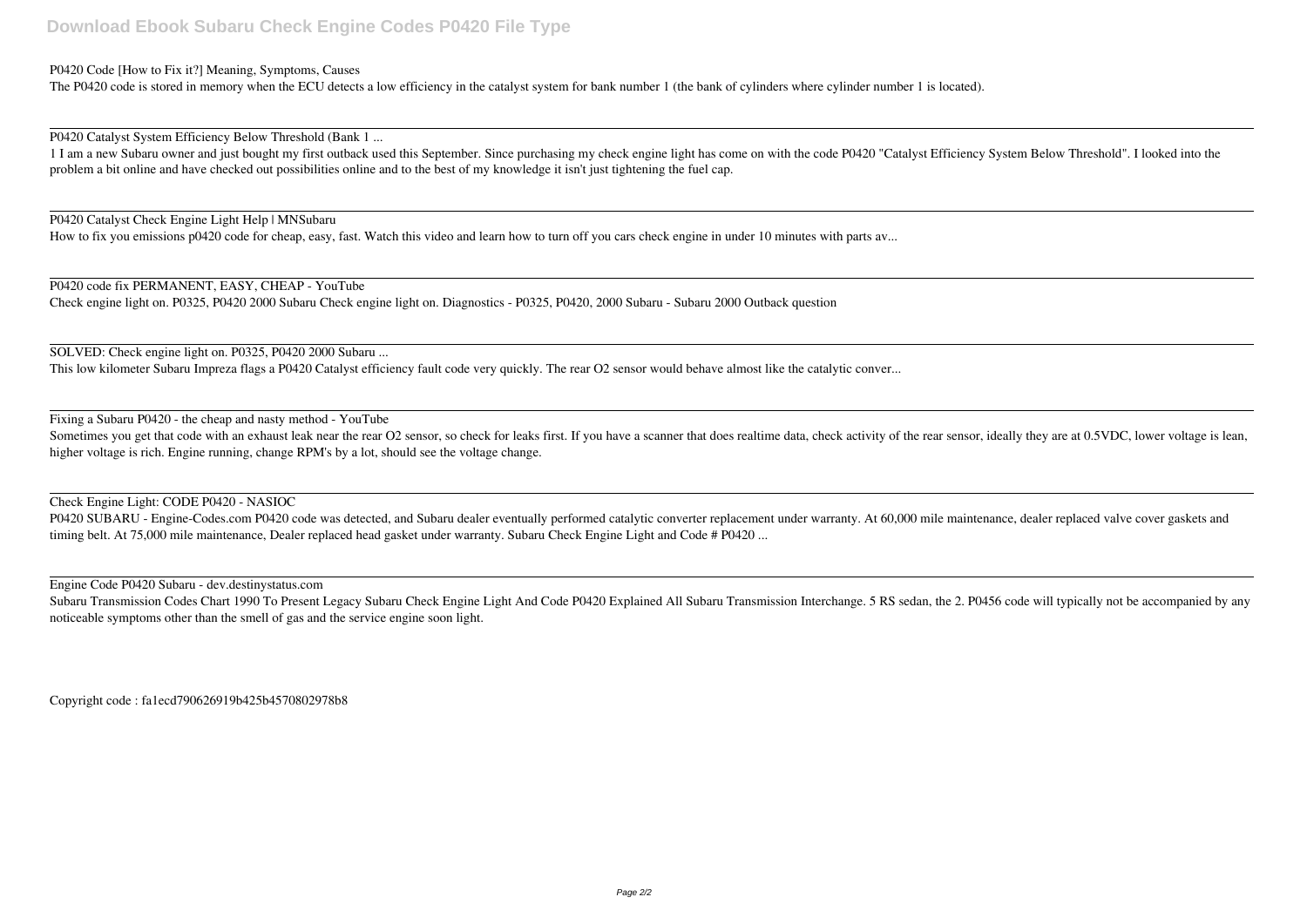P0420 Code [How to Fix it?] Meaning, Symptoms, Causes

The P0420 code is stored in memory when the ECU detects a low efficiency in the catalyst system for bank number 1 (the bank of cylinders where cylinder number 1 is located).

---

P0420 Catalyst System Efficiency Below Threshold (Bank 1 ...

1 I am a new Subaru owner and just bought my first outback used this September. Since purchasing my check engine light has come on with the code P0420 "Catalyst Efficiency System Below Threshold". I looked into the problem a bit online and have checked out possibilities online and to the best of my knowledge it isn't just tightening the fuel cap.

---

P0420 Catalyst Check Engine Light Help | MNSubaru

How to fix you emissions p0420 code for cheap, easy, fast. Watch this video and learn how to turn off you cars check engine in under 10 minutes with parts av...

---

P0420 code fix PERMANENT, EASY, CHEAP - YouTube

Check engine light on. P0325, P0420 2000 Subaru Check engine light on. Diagnostics - P0325, P0420, 2000 Subaru - Subaru 2000 Outback question

---

SOLVED: Check engine light on. P0325, P0420 2000 Subaru ...

This low kilometer Subaru Impreza flags a P0420 Catalyst efficiency fault code very quickly. The rear O2 sensor would behave almost like the catalytic conver...

---

Fixing a Subaru P0420 - the cheap and nasty method - YouTube

Sometimes you get that code with an exhaust leak near the rear O2 sensor, so check for leaks first. If you have a scanner that does realtime data, check activity of the rear sensor, ideally they are at 0.5VDC, lower voltage is lean, higher voltage is rich. Engine running, change RPM's by a lot, should see the voltage change.

---

Check Engine Light: CODE P0420 - NASIOC

P0420 SUBARU - Engine-Codes.com P0420 code was detected, and Subaru dealer eventually performed catalytic converter replacement under warranty. At 60,000 mile maintenance, dealer replaced valve cover gaskets and timing belt. At 75,000 mile maintenance, Dealer replaced head gasket under warranty. Subaru Check Engine Light and Code # P0420 ...

---

Engine Code P0420 Subaru - dev.destinystatus.com

Subaru Transmission Codes Chart 1990 To Present Legacy Subaru Check Engine Light And Code P0420 Explained All Subaru Transmission Interchange. 5 RS sedan, the 2. P0456 code will typically not be accompanied by any noticeable symptoms other than the smell of gas and the service engine soon light.

Copyright code : fa1ecd790626919b425b4570802978b8